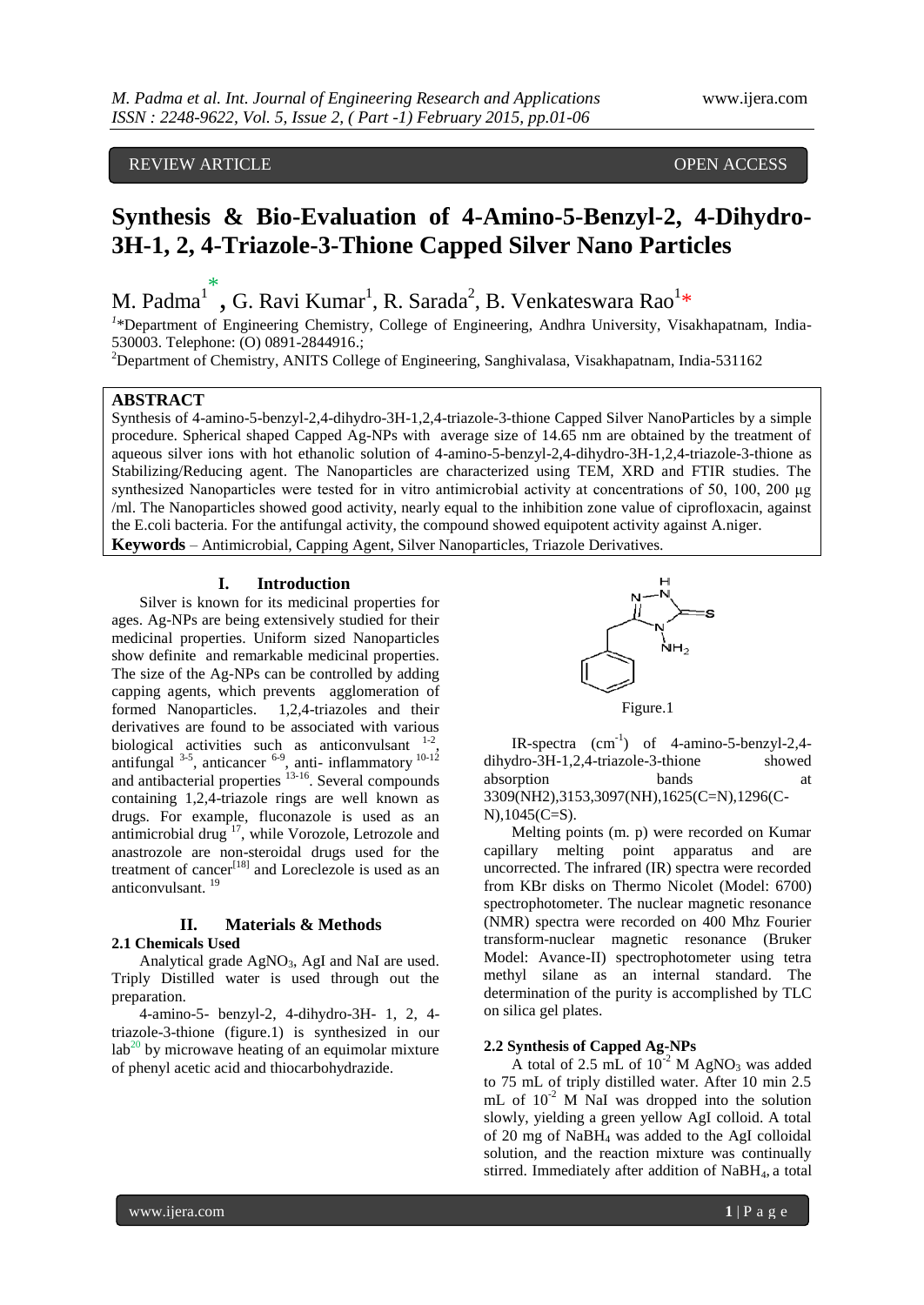REVIEW ARTICLE OPEN ACCESS

# Synthesis & Bio-Evaluation of 4-Amino-5-Benzyl-2, 4-Dihydro-3H-1, 2, 4-Triazole-3-Thione Capped Silver Nano Particles

M. Padma[1*], G. Ravi Kumar[1], R. Sarada[2], B. Venkateswara Rao[1*]

[1]*Department of Engineering Chemistry, College of Engineering, Andhra University, Visakhapatnam, India-530003. Telephone: (O) 0891-2844916.;

[2]Department of Chemistry, ANITS College of Engineering, Sanghivalasa, Visakhapatnam, India-531162

## ABSTRACT

Synthesis of 4-amino-5-benzyl-2,4-dihydro-3H-1,2,4-triazole-3-thione Capped Silver NanoParticles by a simple procedure. Spherical shaped Capped Ag-NPs with average size of 14.65 nm are obtained by the treatment of aqueous silver ions with hot ethanolic solution of 4-amino-5-benzyl-2,4-dihydro-3H-1,2,4-triazole-3-thione as Stabilizing/Reducing agent. The Nanoparticles are characterized using TEM, XRD and FTIR studies. The synthesized Nanoparticles were tested for in vitro antimicrobial activity at concentrations of 50, 100, 200 μg /ml. The Nanoparticles showed good activity, nearly equal to the inhibition zone value of ciprofloxacin, against the E.coli bacteria. For the antifungal activity, the compound showed equipotent activity against A.niger.

**Keywords** – Antimicrobial, Capping Agent, Silver Nanoparticles, Triazole Derivatives.

## I. Introduction

Silver is known for its medicinal properties for ages. Ag-NPs are being extensively studied for their medicinal properties. Uniform sized Nanoparticles show definite and remarkable medicinal properties. The size of the Ag-NPs can be controlled by adding capping agents, which prevents agglomeration of formed Nanoparticles. 1,2,4-triazoles and their derivatives are found to be associated with various biological activities such as anticonvulsant [1-2], antifungal [3-5], anticancer [6-9], anti- inflammatory [10-12] and antibacterial properties [13-16]. Several compounds containing 1,2,4-triazole rings are well known as drugs. For example, fluconazole is used as an antimicrobial drug [17], while Vorozole, Letrozole and anastrozole are non-steroidal drugs used for the treatment of cancer[18] and Loreclezole is used as an anticonvulsant. [19]

## II. Materials & Methods

### 2.1 Chemicals Used

Analytical grade $AgNO_3$, AgI and NaI are used. Triply Distilled water is used through out the preparation.

4-amino-5- benzyl-2, 4-dihydro-3H- 1, 2, 4-triazole-3-thione (figure.1) is synthesized in our lab[20] by microwave heating of an equimolar mixture of phenyl acetic acid and thiocarbohydrazide.

Figure.1

IR-spectra ($cm^{-1}$) of 4-amino-5-benzyl-2,4-dihydro-3H-1,2,4-triazole-3-thione showed absorption bands at 3309(NH2),3153,3097(NH),1625(C=N),1296(C-N),1045(C=S).

Melting points (m. p) were recorded on Kumar capillary melting point apparatus and are uncorrected. The infrared (IR) spectra were recorded from KBr disks on Thermo Nicolet (Model: 6700) spectrophotometer. The nuclear magnetic resonance (NMR) spectra were recorded on 400 Mhz Fourier transform-nuclear magnetic resonance (Bruker Model: Avance-II) spectrophotometer using tetra methyl silane as an internal standard. The determination of the purity is accomplished by TLC on silica gel plates.

### 2.2 Synthesis of Capped Ag-NPs

A total of 2.5 mL of $10^{-2}$ M $AgNO_3$ was added to 75 mL of triply distilled water. After 10 min 2.5 mL of $10^{-2}$ M NaI was dropped into the solution slowly, yielding a green yellow AgI colloid. A total of 20 mg of $NaBH_4$ was added to the AgI colloidal solution, and the reaction mixture was continually stirred. Immediately after addition of $NaBH_4$, a total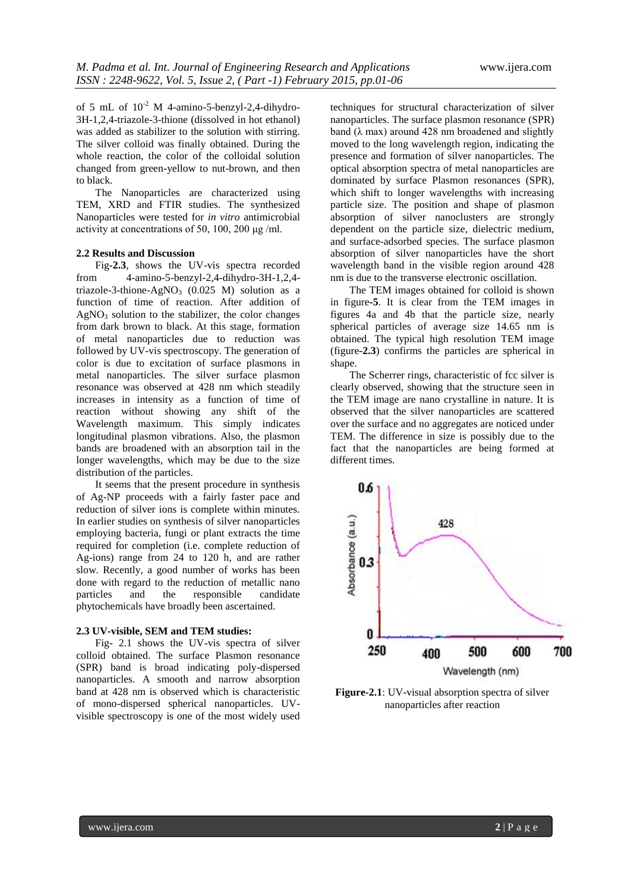of 5 mL of $10^{-2}$ M 4-amino-5-benzyl-2,4-dihydro-3H-1,2,4-triazole-3-thione (dissolved in hot ethanol) was added as stabilizer to the solution with stirring. The silver colloid was finally obtained. During the whole reaction, the color of the colloidal solution changed from green-yellow to nut-brown, and then to black.

The Nanoparticles are characterized using TEM, XRD and FTIR studies. The synthesized Nanoparticles were tested for *in vitro* antimicrobial activity at concentrations of 50, 100, 200 μg /ml.

**2.2 Results and Discussion**

Fig-**2.3**, shows the UV-vis spectra recorded from 4-amino-5-benzyl-2,4-dihydro-3H-1,2,4-triazole-3-thione-$AgNO_3$ (0.025 M) solution as a function of time of reaction. After addition of $AgNO_3$ solution to the stabilizer, the color changes from dark brown to black. At this stage, formation of metal nanoparticles due to reduction was followed by UV-vis spectroscopy. The generation of color is due to excitation of surface plasmons in metal nanoparticles. The silver surface plasmon resonance was observed at 428 nm which steadily increases in intensity as a function of time of reaction without showing any shift of the Wavelength maximum. This simply indicates longitudinal plasmon vibrations. Also, the plasmon bands are broadened with an absorption tail in the longer wavelengths, which may be due to the size distribution of the particles.

It seems that the present procedure in synthesis of Ag-NP proceeds with a fairly faster pace and reduction of silver ions is complete within minutes. In earlier studies on synthesis of silver nanoparticles employing bacteria, fungi or plant extracts the time required for completion (i.e. complete reduction of Ag-ions) range from 24 to 120 h, and are rather slow. Recently, a good number of works has been done with regard to the reduction of metallic nano particles and the responsible candidate phytochemicals have broadly been ascertained.

**2.3 UV-visible, SEM and TEM studies:**

Fig- 2.1 shows the UV-vis spectra of silver colloid obtained. The surface Plasmon resonance (SPR) band is broad indicating poly-dispersed nanoparticles. A smooth and narrow absorption band at 428 nm is observed which is characteristic of mono-dispersed spherical nanoparticles. UV-visible spectroscopy is one of the most widely used techniques for structural characterization of silver nanoparticles. The surface plasmon resonance (SPR) band (λ max) around 428 nm broadened and slightly moved to the long wavelength region, indicating the presence and formation of silver nanoparticles. The optical absorption spectra of metal nanoparticles are dominated by surface Plasmon resonances (SPR), which shift to longer wavelengths with increasing particle size. The position and shape of plasmon absorption of silver nanoclusters are strongly dependent on the particle size, dielectric medium, and surface-adsorbed species. The surface plasmon absorption of silver nanoparticles have the short wavelength band in the visible region around 428 nm is due to the transverse electronic oscillation.

The TEM images obtained for colloid is shown in figure-**5**. It is clear from the TEM images in figures 4a and 4b that the particle size, nearly spherical particles of average size 14.65 nm is obtained. The typical high resolution TEM image (figure-**2.3**) confirms the particles are spherical in shape.

The Scherrer rings, characteristic of fcc silver is clearly observed, showing that the structure seen in the TEM image are nano crystalline in nature. It is observed that the silver nanoparticles are scattered over the surface and no aggregates are noticed under TEM. The difference in size is possibly due to the fact that the nanoparticles are being formed at different times.

**Figure-2.1**: UV-visual absorption spectra of silver nanoparticles after reaction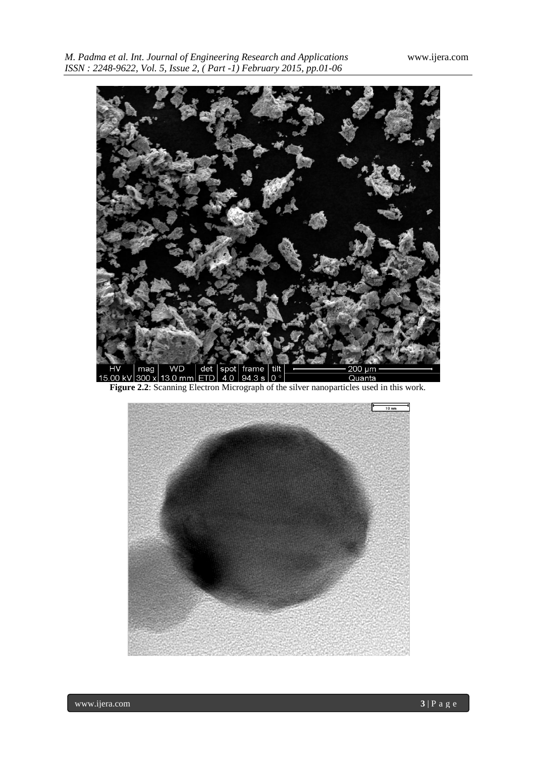HV | mag | WD | det | spot | frame | tilt | 200 µm
15.00 kV | 300 x | 13.0 mm | ETD | 4.0 | 94.3 s | 0 ° | Quanta

**Figure 2.2**: Scanning Electron Micrograph of the silver nanoparticles used in this work.

10 nm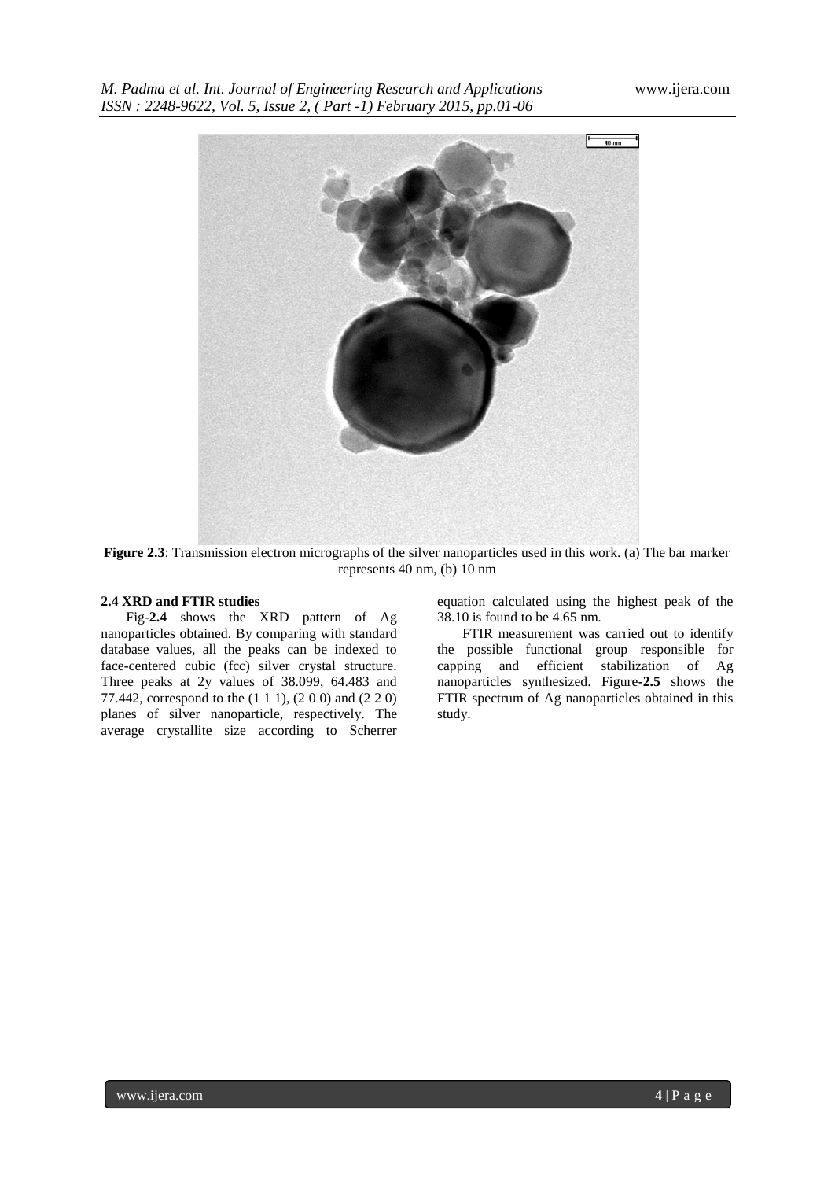**Figure 2.3**: Transmission electron micrographs of the silver nanoparticles used in this work. (a) The bar marker represents 40 nm, (b) 10 nm

### 2.4 XRD and FTIR studies

Fig-**2.4** shows the XRD pattern of Ag nanoparticles obtained. By comparing with standard database values, all the peaks can be indexed to face-centered cubic (fcc) silver crystal structure. Three peaks at 2y values of 38.099, 64.483 and 77.442, correspond to the (1 1 1), (2 0 0) and (2 2 0) planes of silver nanoparticle, respectively. The average crystallite size according to Scherrer equation calculated using the highest peak of the 38.10 is found to be 4.65 nm.

FTIR measurement was carried out to identify the possible functional group responsible for capping and efficient stabilization of Ag nanoparticles synthesized. Figure-**2.5** shows the FTIR spectrum of Ag nanoparticles obtained in this study.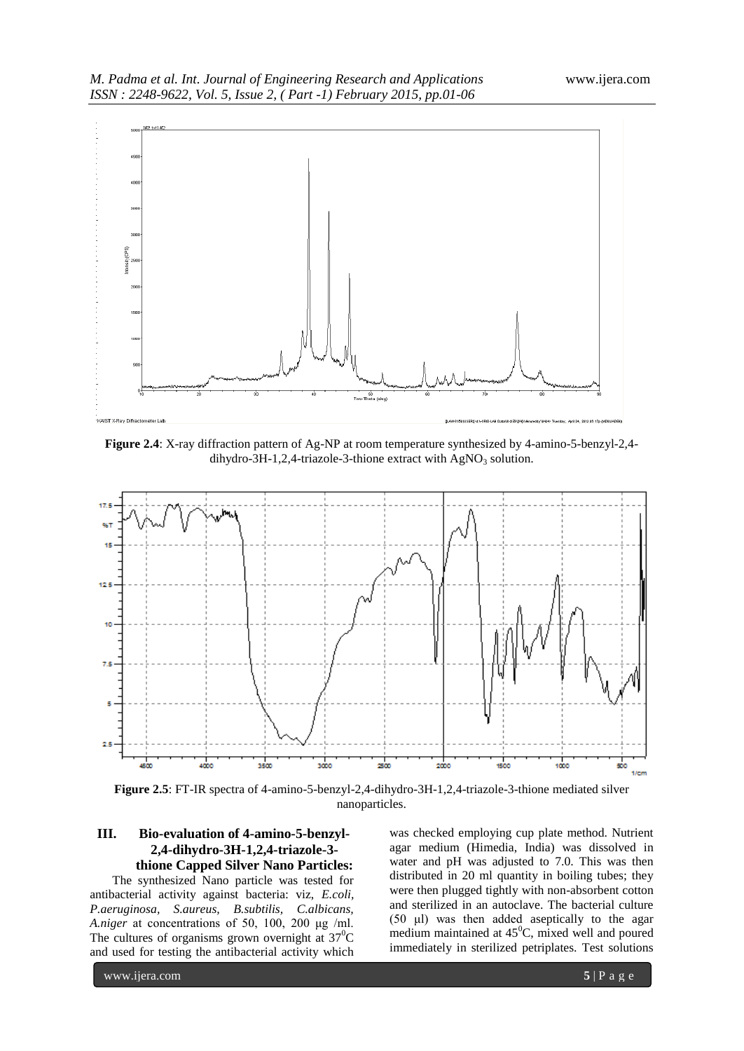**Figure 2.4**: X-ray diffraction pattern of Ag-NP at room temperature synthesized by 4-amino-5-benzyl-2,4-dihydro-3H-1,2,4-triazole-3-thione extract with $AgNO_3$ solution.

**Figure 2.5**: FT-IR spectra of 4-amino-5-benzyl-2,4-dihydro-3H-1,2,4-triazole-3-thione mediated silver nanoparticles.

## III. Bio-evaluation of 4-amino-5-benzyl-2,4-dihydro-3H-1,2,4-triazole-3-thione Capped Silver Nano Particles:

The synthesized Nano particle was tested for antibacterial activity against bacteria: viz, *E.coli, P.aeruginosa, S.aureus, B.subtilis, C.albicans, A.niger* at concentrations of 50, 100, 200 μg /ml. The cultures of organisms grown overnight at $37^0$C and used for testing the antibacterial activity which was checked employing cup plate method. Nutrient agar medium (Himedia, India) was dissolved in water and pH was adjusted to 7.0. This was then distributed in 20 ml quantity in boiling tubes; they were then plugged tightly with non-absorbent cotton and sterilized in an autoclave. The bacterial culture (50 μl) was then added aseptically to the agar medium maintained at $45^0$C, mixed well and poured immediately in sterilized petriplates. Test solutions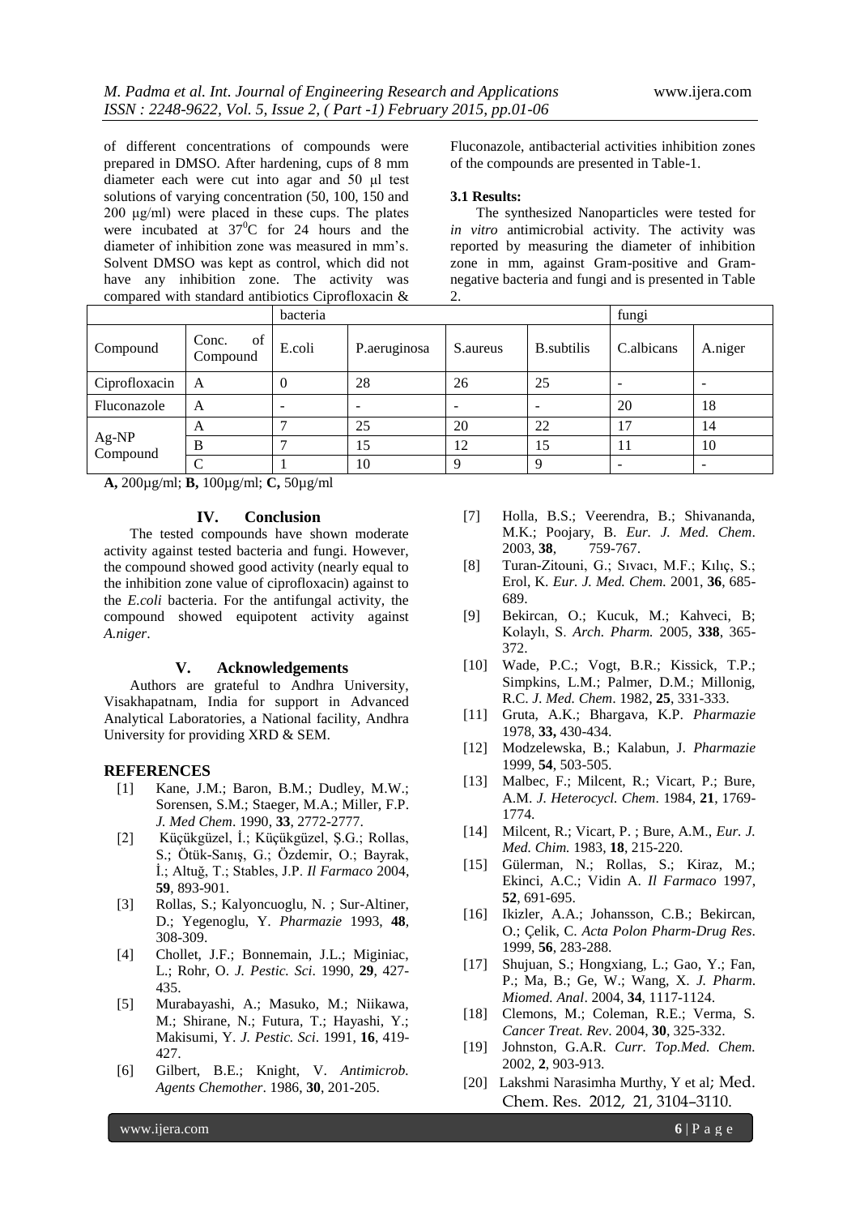of different concentrations of compounds were prepared in DMSO. After hardening, cups of 8 mm diameter each were cut into agar and 50 µl test solutions of varying concentration (50, 100, 150 and 200 µg/ml) were placed in these cups. The plates were incubated at $37^0$C for 24 hours and the diameter of inhibition zone was measured in mm's. Solvent DMSO was kept as control, which did not have any inhibition zone. The activity was compared with standard antibiotics Ciprofloxacin & Fluconazole, antibacterial activities inhibition zones of the compounds are presented in Table-1.

**3.1 Results:**

The synthesized Nanoparticles were tested for *in vitro* antimicrobial activity. The activity was reported by measuring the diameter of inhibition zone in mm, against Gram-positive and Gram-negative bacteria and fungi and is presented in Table 2.

| | | bacteria | | | | fungi | |
|---|---|---|---|---|---|---|---|
| Compound | Conc. of Compound | E.coli | P.aeruginosa | S.aureus | B.subtilis | C.albicans | A.niger |
| Ciprofloxacin | A | 0 | 28 | 26 | 25 | - | - |
| Fluconazole | A | - | - | - | - | 20 | 18 |
| Ag-NP Compound | A | 7 | 25 | 20 | 22 | 17 | 14 |
| | B | 7 | 15 | 12 | 15 | 11 | 10 |
| | C | 1 | 10 | 9 | 9 | - | - |

**A,** 200µg/ml; **B,** 100µg/ml; **C,** 50µg/ml

## IV. Conclusion

The tested compounds have shown moderate activity against tested bacteria and fungi. However, the compound showed good activity (nearly equal to the inhibition zone value of ciprofloxacin) against to the *E.coli* bacteria. For the antifungal activity, the compound showed equipotent activity against *A.niger*.

## V. Acknowledgements

Authors are grateful to Andhra University, Visakhapatnam, India for support in Advanced Analytical Laboratories, a National facility, Andhra University for providing XRD & SEM.

## REFERENCES

[1] Kane, J.M.; Baron, B.M.; Dudley, M.W.; Sorensen, S.M.; Staeger, M.A.; Miller, F.P. *J. Med Chem*. 1990, **33**, 2772-2777.

[2] Küçükgüzel, İ.; Küçükgüzel, Ş.G.; Rollas, S.; Ötük-Sanış, G.; Özdemir, O.; Bayrak, İ.; Altuğ, T.; Stables, J.P. *Il Farmaco* 2004, **59**, 893-901.

[3] Rollas, S.; Kalyoncuoglu, N. ; Sur-Altiner, D.; Yegenoglu, Y. *Pharmazie* 1993, **48**, 308-309.

[4] Chollet, J.F.; Bonnemain, J.L.; Miginiac, L.; Rohr, O. *J. Pestic. Sci*. 1990, **29**, 427-435.

[5] Murabayashi, A.; Masuko, M.; Niikawa, M.; Shirane, N.; Futura, T.; Hayashi, Y.; Makisumi, Y. *J. Pestic. Sci*. 1991, **16**, 419-427.

[6] Gilbert, B.E.; Knight, V. *Antimicrob. Agents Chemother*. 1986, **30**, 201-205.

[7] Holla, B.S.; Veerendra, B.; Shivananda, M.K.; Poojary, B. *Eur. J. Med. Chem*. 2003, **38**, 759-767.

[8] Turan-Zitouni, G.; Sıvacı, M.F.; Kılıç, S.; Erol, K. *Eur. J. Med. Chem*. 2001, **36**, 685-689.

[9] Bekircan, O.; Kucuk, M.; Kahveci, B; Kolaylı, S. *Arch. Pharm.* 2005, **338**, 365-372.

[10] Wade, P.C.; Vogt, B.R.; Kissick, T.P.; Simpkins, L.M.; Palmer, D.M.; Millonig, R.C. *J. Med. Chem*. 1982, **25**, 331-333.

[11] Gruta, A.K.; Bhargava, K.P. *Pharmazie* 1978, **33,** 430-434.

[12] Modzelewska, B.; Kalabun, J. *Pharmazie* 1999, **54**, 503-505.

[13] Malbec, F.; Milcent, R.; Vicart, P.; Bure, A.M. *J. Heterocycl. Chem*. 1984, **21**, 1769-1774.

[14] Milcent, R.; Vicart, P. ; Bure, A.M., *Eur. J. Med. Chim.* 1983, **18**, 215-220.

[15] Gülerman, N.; Rollas, S.; Kiraz, M.; Ekinci, A.C.; Vidin A. *Il Farmaco* 1997, **52**, 691-695.

[16] Ikizler, A.A.; Johansson, C.B.; Bekircan, O.; Çelik, C. *Acta Polon Pharm-Drug Res*. 1999, **56**, 283-288.

[17] Shujuan, S.; Hongxiang, L.; Gao, Y.; Fan, P.; Ma, B.; Ge, W.; Wang, X. *J. Pharm. Miomed. Anal*. 2004, **34**, 1117-1124.

[18] Clemons, M.; Coleman, R.E.; Verma, S. *Cancer Treat. Rev*. 2004, **30**, 325-332.

[19] Johnston, G.A.R. *Curr. Top.Med. Chem.* 2002, **2**, 903-913.

[20] Lakshmi Narasimha Murthy, Y et al; Med. Chem. Res. 2012, 21, 3104–3110.